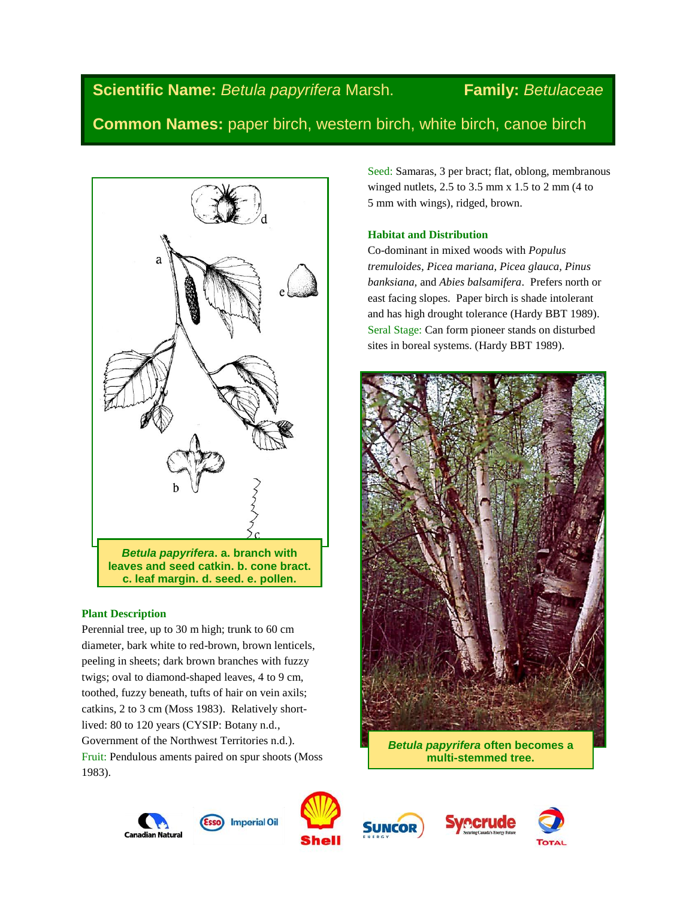**Scientific Name:** *Betula papyrifera* Marsh. **Family:** *Betulaceae*

**Common Names:** paper birch, western birch, white birch, canoe birch

***Betula papyrifera*. a. branch with leaves and seed catkin. b. cone bract. c. leaf margin. d. seed. e. pollen.**

## Plant Description

Perennial tree, up to 30 m high; trunk to 60 cm diameter, bark white to red-brown, brown lenticels, peeling in sheets; dark brown branches with fuzzy twigs; oval to diamond-shaped leaves, 4 to 9 cm, toothed, fuzzy beneath, tufts of hair on vein axils; catkins, 2 to 3 cm (Moss 1983). Relatively short-lived: 80 to 120 years (CYSIP: Botany n.d., Government of the Northwest Territories n.d.).

Fruit: Pendulous aments paired on spur shoots (Moss 1983).

Seed: Samaras, 3 per bract; flat, oblong, membranous winged nutlets, 2.5 to 3.5 mm x 1.5 to 2 mm (4 to 5 mm with wings), ridged, brown.

## Habitat and Distribution

Co-dominant in mixed woods with *Populus tremuloides, Picea mariana, Picea glauca, Pinus banksiana,* and *Abies balsamifera*. Prefers north or east facing slopes. Paper birch is shade intolerant and has high drought tolerance (Hardy BBT 1989).

Seral Stage: Can form pioneer stands on disturbed sites in boreal systems. (Hardy BBT 1989).

***Betula papyrifera* often becomes a multi-stemmed tree.**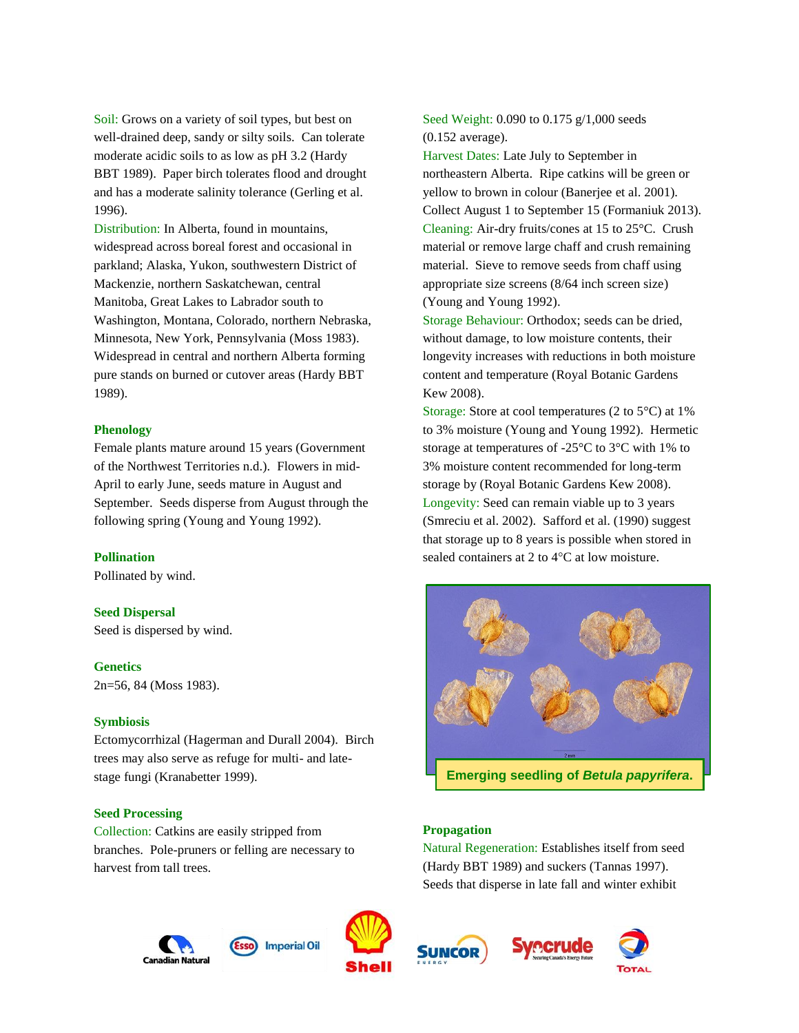Soil: Grows on a variety of soil types, but best on well-drained deep, sandy or silty soils. Can tolerate moderate acidic soils to as low as pH 3.2 (Hardy BBT 1989). Paper birch tolerates flood and drought and has a moderate salinity tolerance (Gerling et al. 1996).

Distribution: In Alberta, found in mountains, widespread across boreal forest and occasional in parkland; Alaska, Yukon, southwestern District of Mackenzie, northern Saskatchewan, central Manitoba, Great Lakes to Labrador south to Washington, Montana, Colorado, northern Nebraska, Minnesota, New York, Pennsylvania (Moss 1983). Widespread in central and northern Alberta forming pure stands on burned or cutover areas (Hardy BBT 1989).

## Phenology

Female plants mature around 15 years (Government of the Northwest Territories n.d.). Flowers in mid-April to early June, seeds mature in August and September. Seeds disperse from August through the following spring (Young and Young 1992).

## Pollination

Pollinated by wind.

## Seed Dispersal

Seed is dispersed by wind.

## Genetics

2n=56, 84 (Moss 1983).

## Symbiosis

Ectomycorrhizal (Hagerman and Durall 2004). Birch trees may also serve as refuge for multi- and late-stage fungi (Kranabetter 1999).

## Seed Processing

Collection: Catkins are easily stripped from branches. Pole-pruners or felling are necessary to harvest from tall trees.

Seed Weight: 0.090 to 0.175 g/1,000 seeds (0.152 average).

Harvest Dates: Late July to September in northeastern Alberta. Ripe catkins will be green or yellow to brown in colour (Banerjee et al. 2001). Collect August 1 to September 15 (Formaniuk 2013).

Cleaning: Air-dry fruits/cones at 15 to 25°C. Crush material or remove large chaff and crush remaining material. Sieve to remove seeds from chaff using appropriate size screens (8/64 inch screen size) (Young and Young 1992).

Storage Behaviour: Orthodox; seeds can be dried, without damage, to low moisture contents, their longevity increases with reductions in both moisture content and temperature (Royal Botanic Gardens Kew 2008).

Storage: Store at cool temperatures (2 to 5°C) at 1% to 3% moisture (Young and Young 1992). Hermetic storage at temperatures of -25°C to 3°C with 1% to 3% moisture content recommended for long-term storage by (Royal Botanic Gardens Kew 2008).

Longevity: Seed can remain viable up to 3 years (Smreciu et al. 2002). Safford et al. (1990) suggest that storage up to 8 years is possible when stored in sealed containers at 2 to 4°C at low moisture.

**Emerging seedling of *Betula papyrifera*.**

## Propagation

Natural Regeneration: Establishes itself from seed (Hardy BBT 1989) and suckers (Tannas 1997). Seeds that disperse in late fall and winter exhibit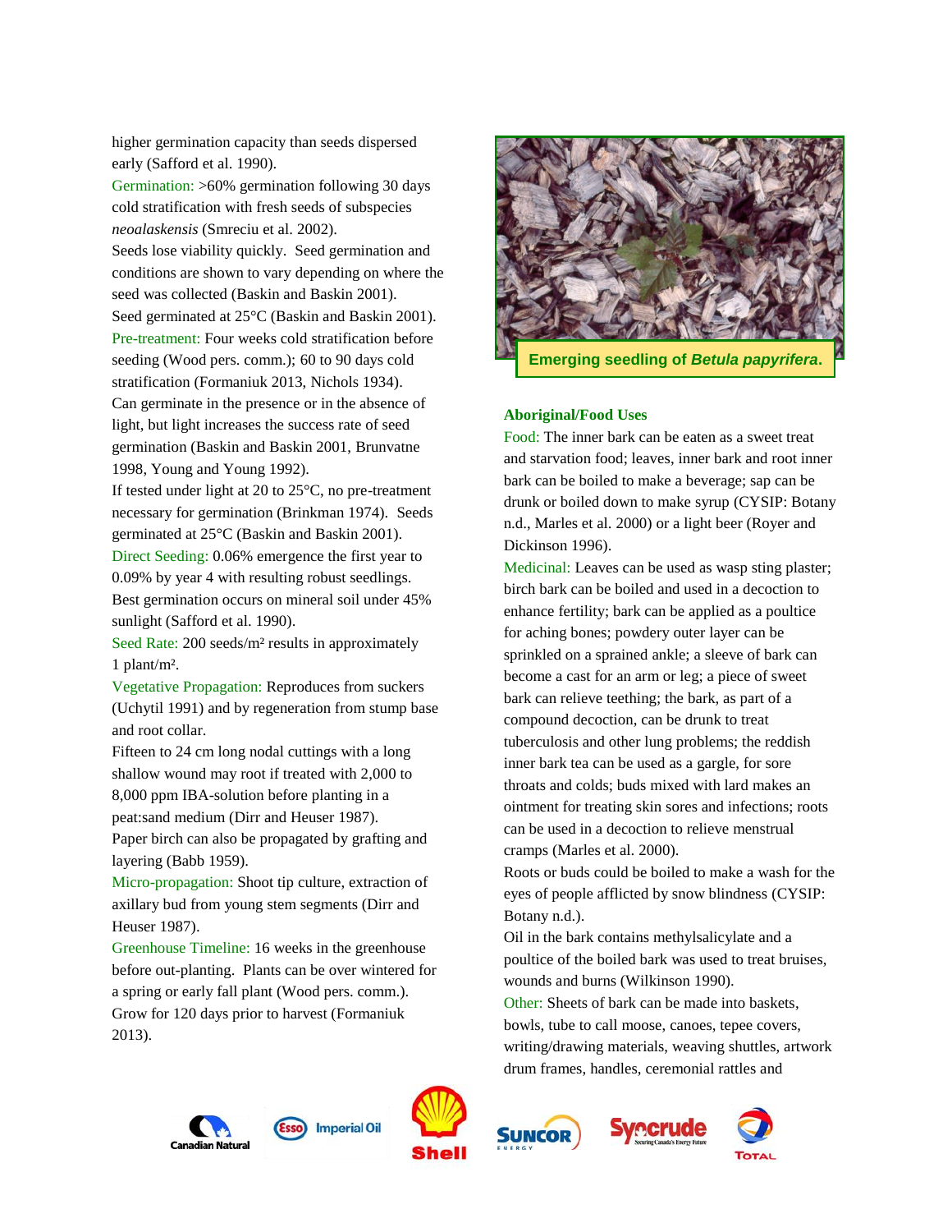higher germination capacity than seeds dispersed early (Safford et al. 1990).

Germination: >60% germination following 30 days cold stratification with fresh seeds of subspecies *neoalaskensis* (Smreciu et al. 2002).

Seeds lose viability quickly. Seed germination and conditions are shown to vary depending on where the seed was collected (Baskin and Baskin 2001).

Seed germinated at 25°C (Baskin and Baskin 2001).

Pre-treatment: Four weeks cold stratification before seeding (Wood pers. comm.); 60 to 90 days cold stratification (Formaniuk 2013, Nichols 1934).

Can germinate in the presence or in the absence of light, but light increases the success rate of seed germination (Baskin and Baskin 2001, Brunvatne 1998, Young and Young 1992).

If tested under light at 20 to 25°C, no pre-treatment necessary for germination (Brinkman 1974). Seeds germinated at 25°C (Baskin and Baskin 2001).

Direct Seeding: 0.06% emergence the first year to 0.09% by year 4 with resulting robust seedlings. Best germination occurs on mineral soil under 45% sunlight (Safford et al. 1990).

Seed Rate: 200 seeds/m² results in approximately 1 plant/m².

Vegetative Propagation: Reproduces from suckers (Uchytil 1991) and by regeneration from stump base and root collar.

Fifteen to 24 cm long nodal cuttings with a long shallow wound may root if treated with 2,000 to 8,000 ppm IBA-solution before planting in a peat:sand medium (Dirr and Heuser 1987).

Paper birch can also be propagated by grafting and layering (Babb 1959).

Micro-propagation: Shoot tip culture, extraction of axillary bud from young stem segments (Dirr and Heuser 1987).

Greenhouse Timeline: 16 weeks in the greenhouse before out-planting. Plants can be over wintered for a spring or early fall plant (Wood pers. comm.). Grow for 120 days prior to harvest (Formaniuk 2013).

**Emerging seedling of *Betula papyrifera*.**

### Aboriginal/Food Uses

Food: The inner bark can be eaten as a sweet treat and starvation food; leaves, inner bark and root inner bark can be boiled to make a beverage; sap can be drunk or boiled down to make syrup (CYSIP: Botany n.d., Marles et al. 2000) or a light beer (Royer and Dickinson 1996).

Medicinal: Leaves can be used as wasp sting plaster; birch bark can be boiled and used in a decoction to enhance fertility; bark can be applied as a poultice for aching bones; powdery outer layer can be sprinkled on a sprained ankle; a sleeve of bark can become a cast for an arm or leg; a piece of sweet bark can relieve teething; the bark, as part of a compound decoction, can be drunk to treat tuberculosis and other lung problems; the reddish inner bark tea can be used as a gargle, for sore throats and colds; buds mixed with lard makes an ointment for treating skin sores and infections; roots can be used in a decoction to relieve menstrual cramps (Marles et al. 2000).

Roots or buds could be boiled to make a wash for the eyes of people afflicted by snow blindness (CYSIP: Botany n.d.).

Oil in the bark contains methylsalicylate and a poultice of the boiled bark was used to treat bruises, wounds and burns (Wilkinson 1990).

Other: Sheets of bark can be made into baskets, bowls, tube to call moose, canoes, tepee covers, writing/drawing materials, weaving shuttles, artwork drum frames, handles, ceremonial rattles and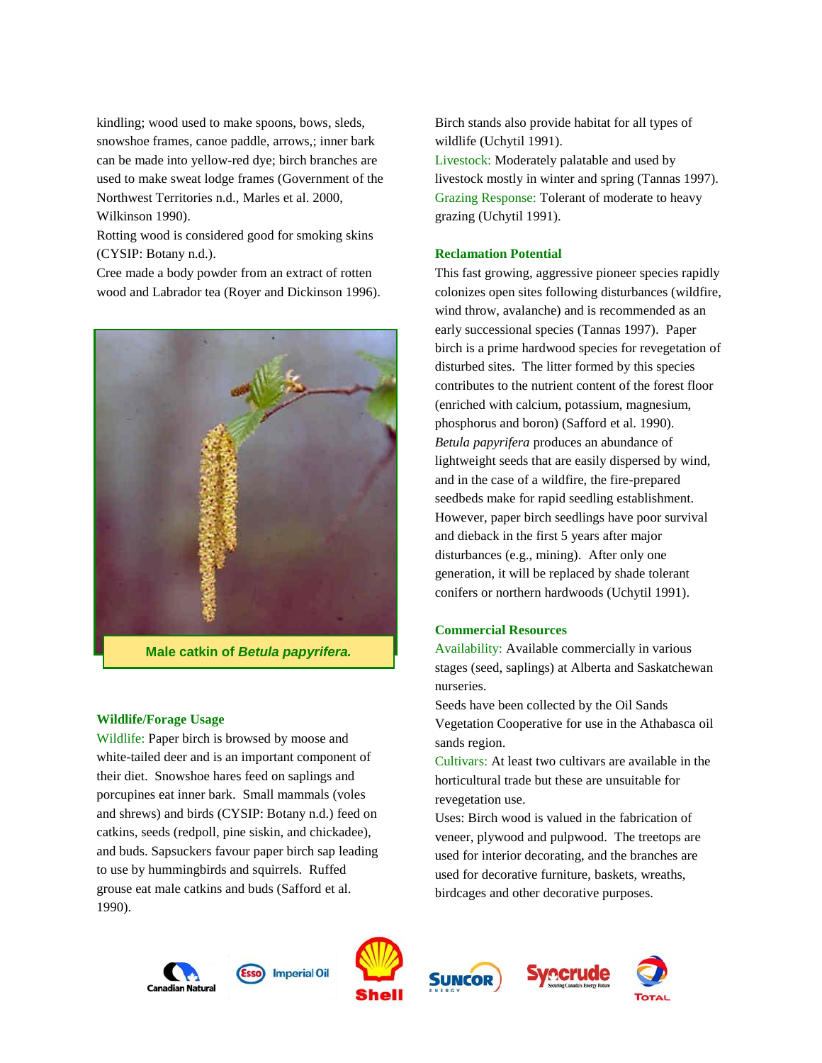kindling; wood used to make spoons, bows, sleds, snowshoe frames, canoe paddle, arrows,; inner bark can be made into yellow-red dye; birch branches are used to make sweat lodge frames (Government of the Northwest Territories n.d., Marles et al. 2000, Wilkinson 1990).

Rotting wood is considered good for smoking skins (CYSIP: Botany n.d.).

Cree made a body powder from an extract of rotten wood and Labrador tea (Royer and Dickinson 1996).

**Male catkin of *Betula papyrifera.***

### Wildlife/Forage Usage

Wildlife: Paper birch is browsed by moose and white-tailed deer and is an important component of their diet. Snowshoe hares feed on saplings and porcupines eat inner bark. Small mammals (voles and shrews) and birds (CYSIP: Botany n.d.) feed on catkins, seeds (redpoll, pine siskin, and chickadee), and buds. Sapsuckers favour paper birch sap leading to use by hummingbirds and squirrels. Ruffed grouse eat male catkins and buds (Safford et al. 1990).

Birch stands also provide habitat for all types of wildlife (Uchytil 1991).

Livestock: Moderately palatable and used by livestock mostly in winter and spring (Tannas 1997).

Grazing Response: Tolerant of moderate to heavy grazing (Uchytil 1991).

### Reclamation Potential

This fast growing, aggressive pioneer species rapidly colonizes open sites following disturbances (wildfire, wind throw, avalanche) and is recommended as an early successional species (Tannas 1997). Paper birch is a prime hardwood species for revegetation of disturbed sites. The litter formed by this species contributes to the nutrient content of the forest floor (enriched with calcium, potassium, magnesium, phosphorus and boron) (Safford et al. 1990).

*Betula papyrifera* produces an abundance of lightweight seeds that are easily dispersed by wind, and in the case of a wildfire, the fire-prepared seedbeds make for rapid seedling establishment. However, paper birch seedlings have poor survival and dieback in the first 5 years after major disturbances (e.g., mining). After only one generation, it will be replaced by shade tolerant conifers or northern hardwoods (Uchytil 1991).

### Commercial Resources

Availability: Available commercially in various stages (seed, saplings) at Alberta and Saskatchewan nurseries.

Seeds have been collected by the Oil Sands Vegetation Cooperative for use in the Athabasca oil sands region.

Cultivars: At least two cultivars are available in the horticultural trade but these are unsuitable for revegetation use.

Uses: Birch wood is valued in the fabrication of veneer, plywood and pulpwood. The treetops are used for interior decorating, and the branches are used for decorative furniture, baskets, wreaths, birdcages and other decorative purposes.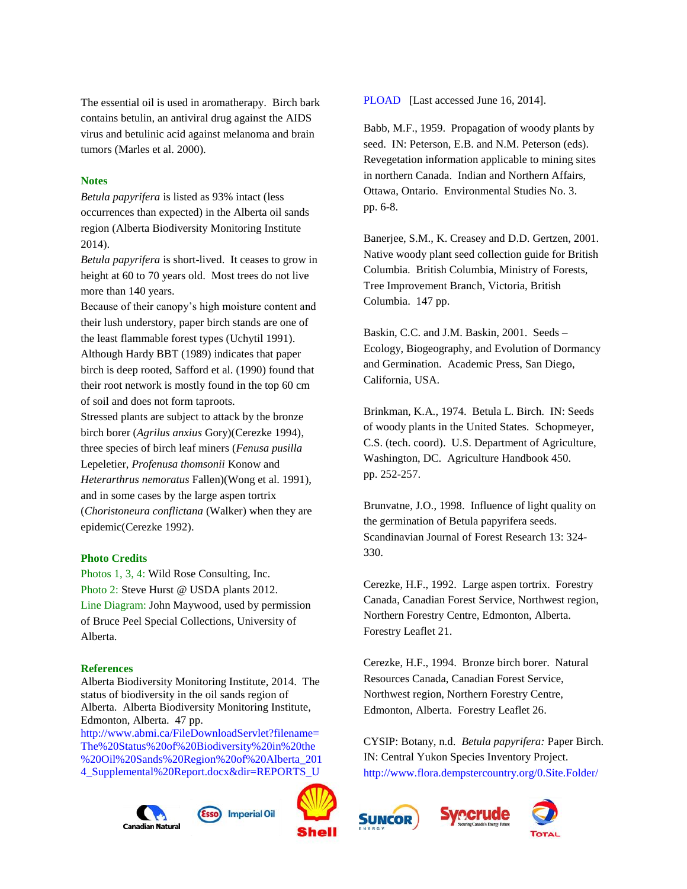The essential oil is used in aromatherapy. Birch bark contains betulin, an antiviral drug against the AIDS virus and betulinic acid against melanoma and brain tumors (Marles et al. 2000).

## Notes

*Betula papyrifera* is listed as 93% intact (less occurrences than expected) in the Alberta oil sands region (Alberta Biodiversity Monitoring Institute 2014).

*Betula papyrifera* is short-lived. It ceases to grow in height at 60 to 70 years old. Most trees do not live more than 140 years.

Because of their canopy's high moisture content and their lush understory, paper birch stands are one of the least flammable forest types (Uchytil 1991).

Although Hardy BBT (1989) indicates that paper birch is deep rooted, Safford et al. (1990) found that their root network is mostly found in the top 60 cm of soil and does not form taproots.

Stressed plants are subject to attack by the bronze birch borer (*Agrilus anxius* Gory)(Cerezke 1994), three species of birch leaf miners (*Fenusa pusilla* Lepeletier, *Profenusa thomsonii* Konow and *Heterarthrus nemoratus* Fallen)(Wong et al. 1991), and in some cases by the large aspen tortrix (*Choristoneura conflictana* (Walker) when they are epidemic(Cerezke 1992).

## Photo Credits

Photos 1, 3, 4: Wild Rose Consulting, Inc.

Photo 2: Steve Hurst @ USDA plants 2012.

Line Diagram: John Maywood, used by permission of Bruce Peel Special Collections, University of Alberta.

## References

Alberta Biodiversity Monitoring Institute, 2014. The status of biodiversity in the oil sands region of Alberta. Alberta Biodiversity Monitoring Institute, Edmonton, Alberta. 47 pp. http://www.abmi.ca/FileDownloadServlet?filename=The%20Status%20of%20Biodiversity%20in%20the%20Oil%20Sands%20Region%20of%20Alberta_2014_Supplemental%20Report.docx&dir=REPORTS_UPLOAD [Last accessed June 16, 2014].

Babb, M.F., 1959. Propagation of woody plants by seed. IN: Peterson, E.B. and N.M. Peterson (eds). Revegetation information applicable to mining sites in northern Canada. Indian and Northern Affairs, Ottawa, Ontario. Environmental Studies No. 3. pp. 6-8.

Banerjee, S.M., K. Creasey and D.D. Gertzen, 2001. Native woody plant seed collection guide for British Columbia. British Columbia, Ministry of Forests, Tree Improvement Branch, Victoria, British Columbia. 147 pp.

Baskin, C.C. and J.M. Baskin, 2001. Seeds – Ecology, Biogeography, and Evolution of Dormancy and Germination. Academic Press, San Diego, California, USA.

Brinkman, K.A., 1974. Betula L. Birch. IN: Seeds of woody plants in the United States. Schopmeyer, C.S. (tech. coord). U.S. Department of Agriculture, Washington, DC. Agriculture Handbook 450. pp. 252-257.

Brunvatne, J.O., 1998. Influence of light quality on the germination of Betula papyrifera seeds. Scandinavian Journal of Forest Research 13: 324-330.

Cerezke, H.F., 1992. Large aspen tortrix. Forestry Canada, Canadian Forest Service, Northwest region, Northern Forestry Centre, Edmonton, Alberta. Forestry Leaflet 21.

Cerezke, H.F., 1994. Bronze birch borer. Natural Resources Canada, Canadian Forest Service, Northwest region, Northern Forestry Centre, Edmonton, Alberta. Forestry Leaflet 26.

CYSIP: Botany, n.d. *Betula papyrifera:* Paper Birch. IN: Central Yukon Species Inventory Project. http://www.flora.dempstercountry.org/0.Site.Folder/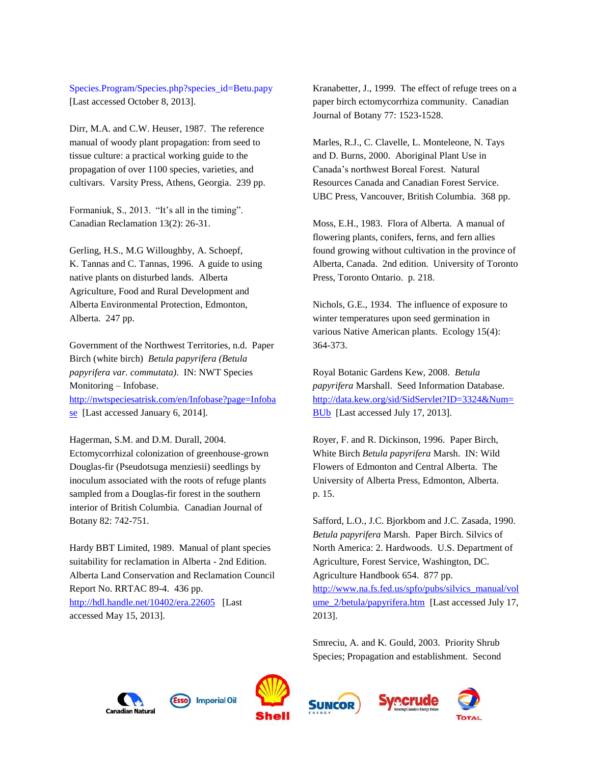Species.Program/Species.php?species_id=Betu.papy [Last accessed October 8, 2013].

Dirr, M.A. and C.W. Heuser, 1987. The reference manual of woody plant propagation: from seed to tissue culture: a practical working guide to the propagation of over 1100 species, varieties, and cultivars. Varsity Press, Athens, Georgia. 239 pp.

Formaniuk, S., 2013. "It's all in the timing". Canadian Reclamation 13(2): 26-31.

Gerling, H.S., M.G Willoughby, A. Schoepf, K. Tannas and C. Tannas, 1996. A guide to using native plants on disturbed lands. Alberta Agriculture, Food and Rural Development and Alberta Environmental Protection, Edmonton, Alberta. 247 pp.

Government of the Northwest Territories, n.d. Paper Birch (white birch) *Betula papyrifera (Betula papyrifera var. commutata)*. IN: NWT Species Monitoring – Infobase. http://nwtspeciesatrisk.com/en/Infobase?page=Infobase [Last accessed January 6, 2014].

Hagerman, S.M. and D.M. Durall, 2004. Ectomycorrhizal colonization of greenhouse-grown Douglas-fir (Pseudotsuga menziesii) seedlings by inoculum associated with the roots of refuge plants sampled from a Douglas-fir forest in the southern interior of British Columbia. Canadian Journal of Botany 82: 742-751.

Hardy BBT Limited, 1989. Manual of plant species suitability for reclamation in Alberta - 2nd Edition. Alberta Land Conservation and Reclamation Council Report No. RRTAC 89-4. 436 pp. http://hdl.handle.net/10402/era.22605 [Last accessed May 15, 2013].

Kranabetter, J., 1999. The effect of refuge trees on a paper birch ectomycorrhiza community. Canadian Journal of Botany 77: 1523-1528.

Marles, R.J., C. Clavelle, L. Monteleone, N. Tays and D. Burns, 2000. Aboriginal Plant Use in Canada's northwest Boreal Forest. Natural Resources Canada and Canadian Forest Service. UBC Press, Vancouver, British Columbia. 368 pp.

Moss, E.H., 1983. Flora of Alberta. A manual of flowering plants, conifers, ferns, and fern allies found growing without cultivation in the province of Alberta, Canada. 2nd edition. University of Toronto Press, Toronto Ontario. p. 218.

Nichols, G.E., 1934. The influence of exposure to winter temperatures upon seed germination in various Native American plants. Ecology 15(4): 364-373.

Royal Botanic Gardens Kew, 2008. *Betula papyrifera* Marshall. Seed Information Database. http://data.kew.org/sid/SidServlet?ID=3324&Num=BUb [Last accessed July 17, 2013].

Royer, F. and R. Dickinson, 1996. Paper Birch, White Birch *Betula papyrifera* Marsh. IN: Wild Flowers of Edmonton and Central Alberta. The University of Alberta Press, Edmonton, Alberta. p. 15.

Safford, L.O., J.C. Bjorkbom and J.C. Zasada, 1990. *Betula papyrifera* Marsh. Paper Birch. Silvics of North America: 2. Hardwoods. U.S. Department of Agriculture, Forest Service, Washington, DC. Agriculture Handbook 654. 877 pp. http://www.na.fs.fed.us/spfo/pubs/silvics_manual/volume_2/betula/papyrifera.htm [Last accessed July 17, 2013].

Smreciu, A. and K. Gould, 2003. Priority Shrub Species; Propagation and establishment. Second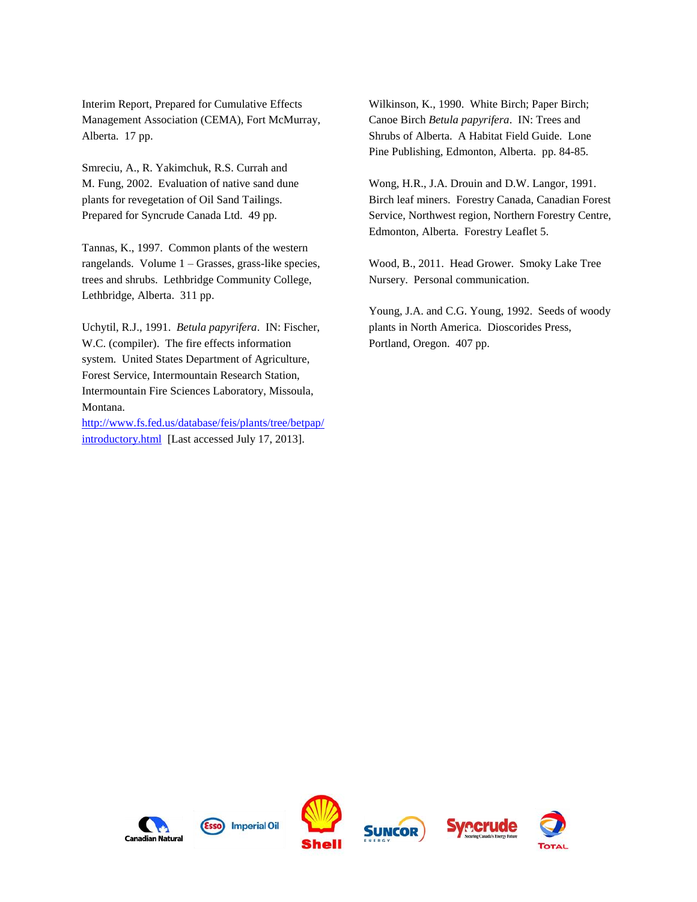Interim Report, Prepared for Cumulative Effects Management Association (CEMA), Fort McMurray, Alberta. 17 pp.

Smreciu, A., R. Yakimchuk, R.S. Currah and M. Fung, 2002. Evaluation of native sand dune plants for revegetation of Oil Sand Tailings. Prepared for Syncrude Canada Ltd. 49 pp.

Tannas, K., 1997. Common plants of the western rangelands. Volume 1 – Grasses, grass-like species, trees and shrubs. Lethbridge Community College, Lethbridge, Alberta. 311 pp.

Uchytil, R.J., 1991. *Betula papyrifera*. IN: Fischer, W.C. (compiler). The fire effects information system. United States Department of Agriculture, Forest Service, Intermountain Research Station, Intermountain Fire Sciences Laboratory, Missoula, Montana. [http://www.fs.fed.us/database/feis/plants/tree/betpap/introductory.html](http://www.fs.fed.us/database/feis/plants/tree/betpap/introductory.html) [Last accessed July 17, 2013].

Wilkinson, K., 1990. White Birch; Paper Birch; Canoe Birch *Betula papyrifera*. IN: Trees and Shrubs of Alberta. A Habitat Field Guide. Lone Pine Publishing, Edmonton, Alberta. pp. 84-85.

Wong, H.R., J.A. Drouin and D.W. Langor, 1991. Birch leaf miners. Forestry Canada, Canadian Forest Service, Northwest region, Northern Forestry Centre, Edmonton, Alberta. Forestry Leaflet 5.

Wood, B., 2011. Head Grower. Smoky Lake Tree Nursery. Personal communication.

Young, J.A. and C.G. Young, 1992. Seeds of woody plants in North America. Dioscorides Press, Portland, Oregon. 407 pp.